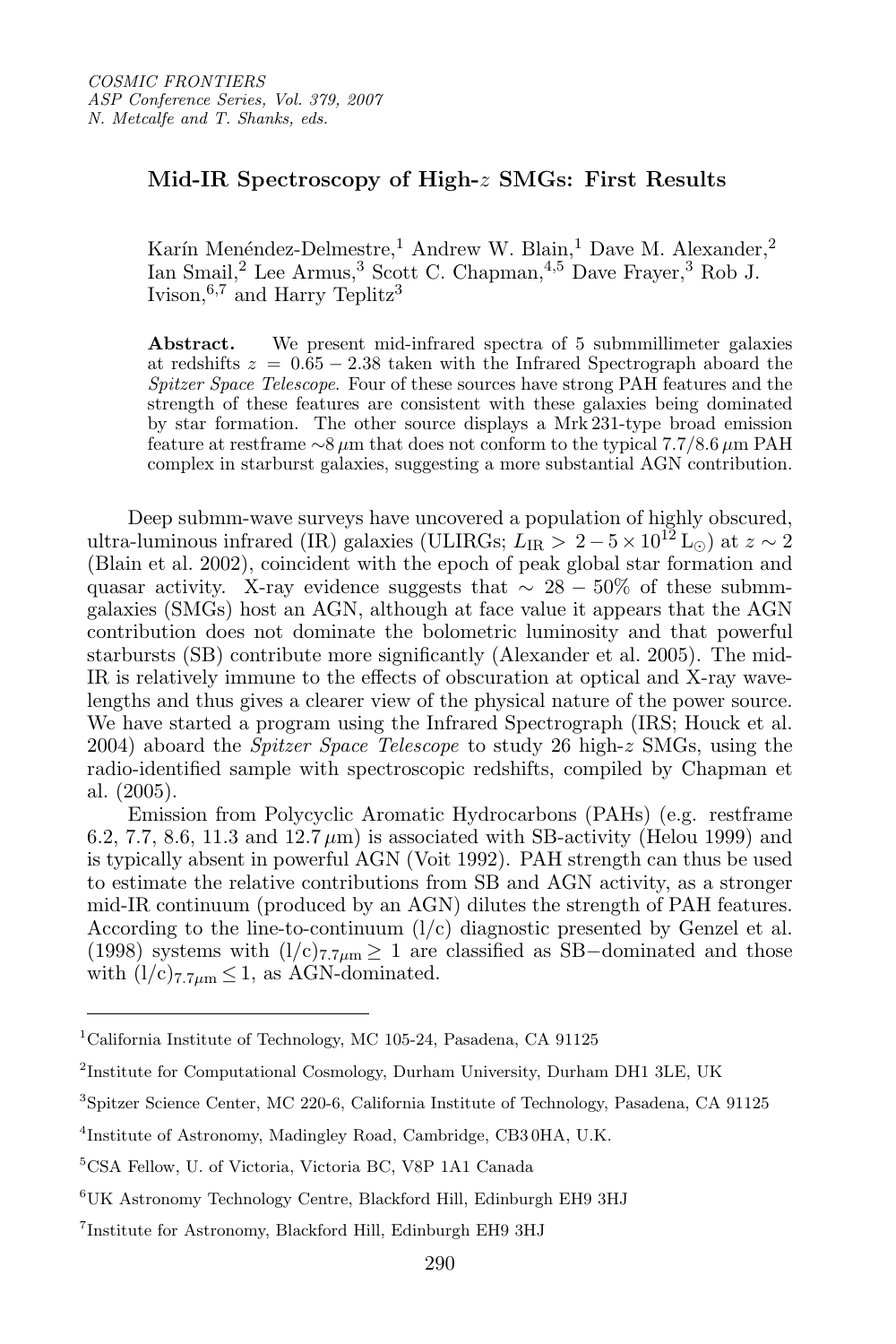# Mid-IR Spectroscopy of High-$z$ SMGs: First Results

Karín Menéndez-Delmestre,[1] Andrew W. Blain,[1] Dave M. Alexander,[2] Ian Smail,[2] Lee Armus,[3] Scott C. Chapman,[4,5] Dave Frayer,[3] Rob J. Ivison,[6,7] and Harry Teplitz[3]

**Abstract.** We present mid-infrared spectra of 5 submmillimeter galaxies at redshifts $z = 0.65 - 2.38$ taken with the Infrared Spectrograph aboard the *Spitzer Space Telescope*. Four of these sources have strong PAH features and the strength of these features are consistent with these galaxies being dominated by star formation. The other source displays a Mrk 231-type broad emission feature at restframe $\sim 8\,\mu$m that does not conform to the typical 7.7/8.6 $\mu$m PAH complex in starburst galaxies, suggesting a more substantial AGN contribution.

Deep submm-wave surveys have uncovered a population of highly obscured, ultra-luminous infrared (IR) galaxies (ULIRGs; $L_{\rm IR} > 2 - 5 \times 10^{12}\,{\rm L}_{\odot}$) at $z \sim 2$ (Blain et al. 2002), coincident with the epoch of peak global star formation and quasar activity. X-ray evidence suggests that $\sim 28 - 50\%$ of these submm-galaxies (SMGs) host an AGN, although at face value it appears that the AGN contribution does not dominate the bolometric luminosity and that powerful starbursts (SB) contribute more significantly (Alexander et al. 2005). The mid-IR is relatively immune to the effects of obscuration at optical and X-ray wavelengths and thus gives a clearer view of the physical nature of the power source. We have started a program using the Infrared Spectrograph (IRS; Houck et al. 2004) aboard the *Spitzer Space Telescope* to study 26 high-$z$ SMGs, using the radio-identified sample with spectroscopic redshifts, compiled by Chapman et al. (2005).

Emission from Polycyclic Aromatic Hydrocarbons (PAHs) (e.g. restframe 6.2, 7.7, 8.6, 11.3 and 12.7 $\mu$m) is associated with SB-activity (Helou 1999) and is typically absent in powerful AGN (Voit 1992). PAH strength can thus be used to estimate the relative contributions from SB and AGN activity, as a stronger mid-IR continuum (produced by an AGN) dilutes the strength of PAH features. According to the line-to-continuum (l/c) diagnostic presented by Genzel et al. (1998) systems with $({\rm l/c})_{7.7\mu{\rm m}} \geq 1$ are classified as SB$-$dominated and those with $({\rm l/c})_{7.7\mu{\rm m}} \leq 1$, as AGN-dominated.

---

[1] California Institute of Technology, MC 105-24, Pasadena, CA 91125

[2] Institute for Computational Cosmology, Durham University, Durham DH1 3LE, UK

[3] Spitzer Science Center, MC 220-6, California Institute of Technology, Pasadena, CA 91125

[4] Institute of Astronomy, Madingley Road, Cambridge, CB3 0HA, U.K.

[5] CSA Fellow, U. of Victoria, Victoria BC, V8P 1A1 Canada

[6] UK Astronomy Technology Centre, Blackford Hill, Edinburgh EH9 3HJ

[7] Institute for Astronomy, Blackford Hill, Edinburgh EH9 3HJ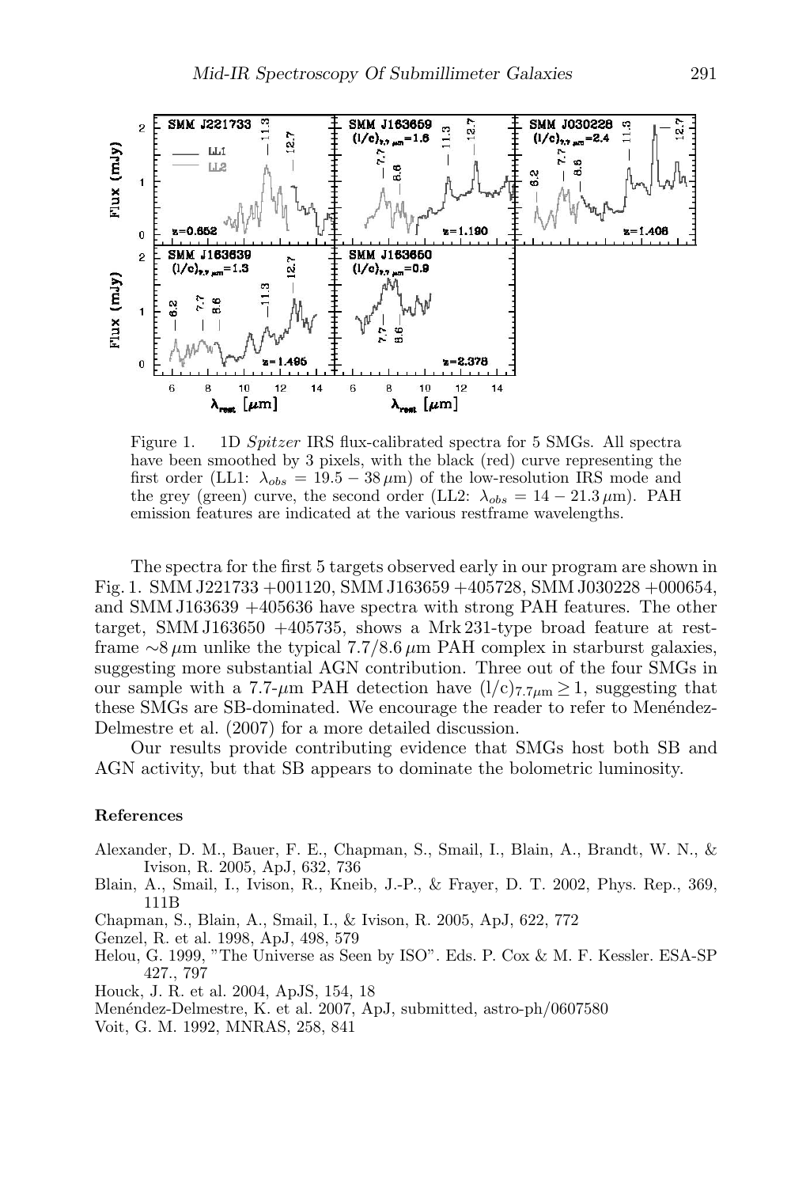SMM J221733

LL1

LL2

11.3

12.7

z=0.652

SMM J163659

$(l/c)_{7.7\,\mu m}$=1.6

7.7

8.6

11.3

12.7

z=1.190

SMM J030228

$(l/c)_{7.7\,\mu m}$=2.4

6.2

7.7

8.6

11.3

12.7

z=1.408

SMM J163639

$(l/c)_{7.7\,\mu m}$=1.3

6.2

7.7

8.6

11.3

12.7

z=1.495

SMM J163650

$(l/c)_{7.7\,\mu m}$=0.9

7.7

8.6

z=2.378

Flux (mJy)

$\lambda_{rest}$ [$\mu$m]

Figure 1. 1D *Spitzer* IRS flux-calibrated spectra for 5 SMGs. All spectra have been smoothed by 3 pixels, with the black (red) curve representing the first order (LL1: $\lambda_{obs} = 19.5 - 38\,\mu$m) of the low-resolution IRS mode and the grey (green) curve, the second order (LL2: $\lambda_{obs} = 14 - 21.3\,\mu$m). PAH emission features are indicated at the various restframe wavelengths.

The spectra for the first 5 targets observed early in our program are shown in Fig. 1. SMM J221733 +001120, SMM J163659 +405728, SMM J030228 +000654, and SMM J163639 +405636 have spectra with strong PAH features. The other target, SMM J163650 +405735, shows a Mrk 231-type broad feature at restframe $\sim 8\,\mu$m unlike the typical 7.7/8.6 $\mu$m PAH complex in starburst galaxies, suggesting more substantial AGN contribution. Three out of the four SMGs in our sample with a 7.7-$\mu$m PAH detection have $(l/c)_{7.7\mu m} \geq 1$, suggesting that these SMGs are SB-dominated. We encourage the reader to refer to Menéndez-Delmestre et al. (2007) for a more detailed discussion.

Our results provide contributing evidence that SMGs host both SB and AGN activity, but that SB appears to dominate the bolometric luminosity.

#### References

Alexander, D. M., Bauer, F. E., Chapman, S., Smail, I., Blain, A., Brandt, W. N., & Ivison, R. 2005, ApJ, 632, 736

Blain, A., Smail, I., Ivison, R., Kneib, J.-P., & Frayer, D. T. 2002, Phys. Rep., 369, 111B

Chapman, S., Blain, A., Smail, I., & Ivison, R. 2005, ApJ, 622, 772

Genzel, R. et al. 1998, ApJ, 498, 579

Helou, G. 1999, "The Universe as Seen by ISO". Eds. P. Cox & M. F. Kessler. ESA-SP 427., 797

Houck, J. R. et al. 2004, ApJS, 154, 18

Menéndez-Delmestre, K. et al. 2007, ApJ, submitted, astro-ph/0607580

Voit, G. M. 1992, MNRAS, 258, 841